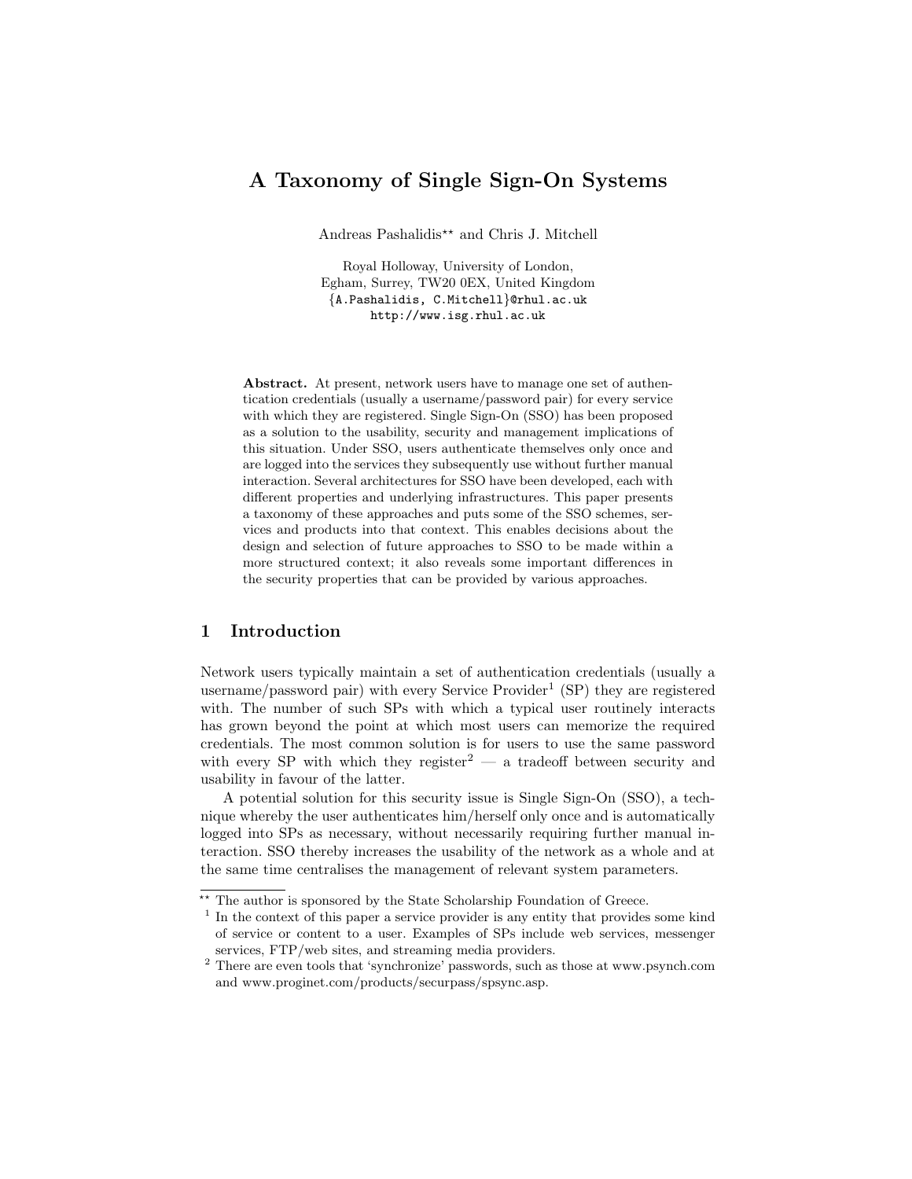# A Taxonomy of Single Sign-On Systems

Andreas Pashalidis[\*\*] and Chris J. Mitchell

Royal Holloway, University of London,
Egham, Surrey, TW20 0EX, United Kingdom
{A.Pashalidis, C.Mitchell}@rhul.ac.uk
http://www.isg.rhul.ac.uk

**Abstract.** At present, network users have to manage one set of authentication credentials (usually a username/password pair) for every service with which they are registered. Single Sign-On (SSO) has been proposed as a solution to the usability, security and management implications of this situation. Under SSO, users authenticate themselves only once and are logged into the services they subsequently use without further manual interaction. Several architectures for SSO have been developed, each with different properties and underlying infrastructures. This paper presents a taxonomy of these approaches and puts some of the SSO schemes, services and products into that context. This enables decisions about the design and selection of future approaches to SSO to be made within a more structured context; it also reveals some important differences in the security properties that can be provided by various approaches.

## 1 Introduction

Network users typically maintain a set of authentication credentials (usually a username/password pair) with every Service Provider[1] (SP) they are registered with. The number of such SPs with which a typical user routinely interacts has grown beyond the point at which most users can memorize the required credentials. The most common solution is for users to use the same password with every SP with which they register[2] — a tradeoff between security and usability in favour of the latter.

A potential solution for this security issue is Single Sign-On (SSO), a technique whereby the user authenticates him/herself only once and is automatically logged into SPs as necessary, without necessarily requiring further manual interaction. SSO thereby increases the usability of the network as a whole and at the same time centralises the management of relevant system parameters.

---

[\*\*] The author is sponsored by the State Scholarship Foundation of Greece.

[1] In the context of this paper a service provider is any entity that provides some kind of service or content to a user. Examples of SPs include web services, messenger services, FTP/web sites, and streaming media providers.

[2] There are even tools that 'synchronize' passwords, such as those at www.psynch.com and www.proginet.com/products/securpass/spsync.asp.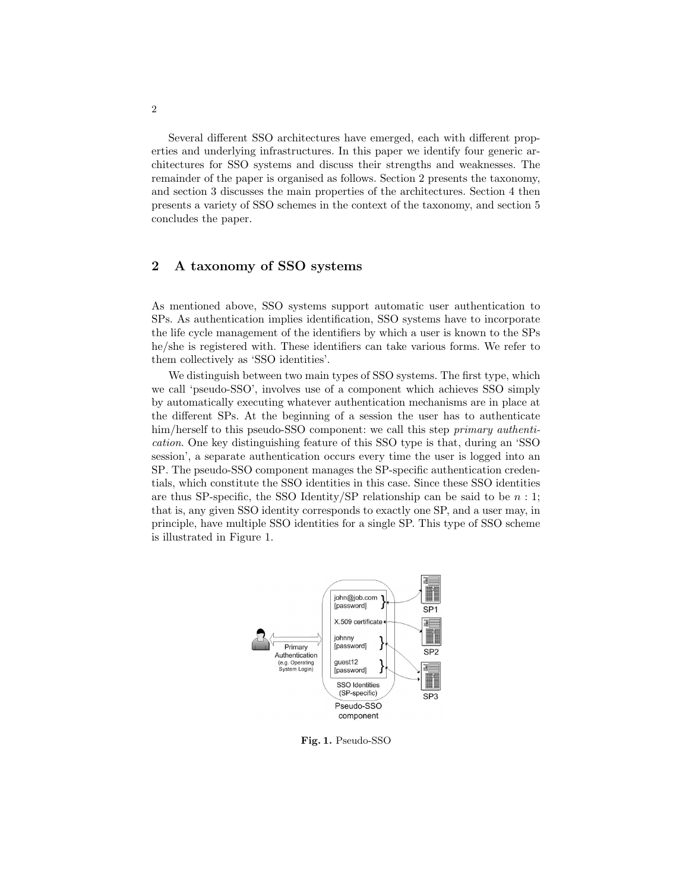Several different SSO architectures have emerged, each with different properties and underlying infrastructures. In this paper we identify four generic architectures for SSO systems and discuss their strengths and weaknesses. The remainder of the paper is organised as follows. Section 2 presents the taxonomy, and section 3 discusses the main properties of the architectures. Section 4 then presents a variety of SSO schemes in the context of the taxonomy, and section 5 concludes the paper.

## 2 A taxonomy of SSO systems

As mentioned above, SSO systems support automatic user authentication to SPs. As authentication implies identification, SSO systems have to incorporate the life cycle management of the identifiers by which a user is known to the SPs he/she is registered with. These identifiers can take various forms. We refer to them collectively as 'SSO identities'.

We distinguish between two main types of SSO systems. The first type, which we call 'pseudo-SSO', involves use of a component which achieves SSO simply by automatically executing whatever authentication mechanisms are in place at the different SPs. At the beginning of a session the user has to authenticate him/herself to this pseudo-SSO component: we call this step *primary authentication*. One key distinguishing feature of this SSO type is that, during an 'SSO session', a separate authentication occurs every time the user is logged into an SP. The pseudo-SSO component manages the SP-specific authentication credentials, which constitute the SSO identities in this case. Since these SSO identities are thus SP-specific, the SSO Identity/SP relationship can be said to be $n : 1$; that is, any given SSO identity corresponds to exactly one SP, and a user may, in principle, have multiple SSO identities for a single SP. This type of SSO scheme is illustrated in Figure 1.

Primary Authentication (e.g. Operating System Login)
john@job.com [password]
X.509 certificate
johnny [password]
guest12 [password]
SSO Identities (SP-specific)
Pseudo-SSO component
SP1
SP2
SP3

**Fig. 1.** Pseudo-SSO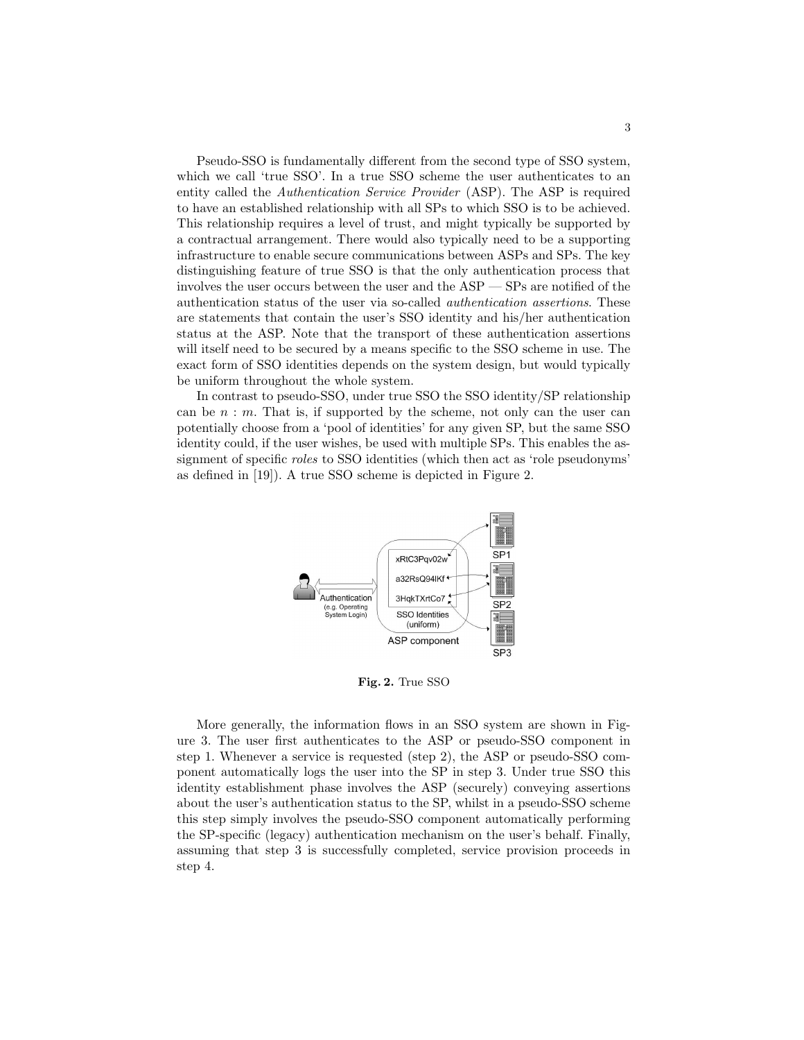Pseudo-SSO is fundamentally different from the second type of SSO system, which we call 'true SSO'. In a true SSO scheme the user authenticates to an entity called the *Authentication Service Provider* (ASP). The ASP is required to have an established relationship with all SPs to which SSO is to be achieved. This relationship requires a level of trust, and might typically be supported by a contractual arrangement. There would also typically need to be a supporting infrastructure to enable secure communications between ASPs and SPs. The key distinguishing feature of true SSO is that the only authentication process that involves the user occurs between the user and the ASP — SPs are notified of the authentication status of the user via so-called *authentication assertions*. These are statements that contain the user's SSO identity and his/her authentication status at the ASP. Note that the transport of these authentication assertions will itself need to be secured by a means specific to the SSO scheme in use. The exact form of SSO identities depends on the system design, but would typically be uniform throughout the whole system.

In contrast to pseudo-SSO, under true SSO the SSO identity/SP relationship can be $n : m$. That is, if supported by the scheme, not only can the user can potentially choose from a 'pool of identities' for any given SP, but the same SSO identity could, if the user wishes, be used with multiple SPs. This enables the assignment of specific *roles* to SSO identities (which then act as 'role pseudonyms' as defined in [19]). A true SSO scheme is depicted in Figure 2.

xRtC3Pqv02w
a32RsQ94lKf
3HqkTXrtCo7
SSO Identities (uniform)
ASP component
Authentication (e.g. Operating System Login)
SP1
SP2
SP3

**Fig. 2.** True SSO

More generally, the information flows in an SSO system are shown in Figure 3. The user first authenticates to the ASP or pseudo-SSO component in step 1. Whenever a service is requested (step 2), the ASP or pseudo-SSO component automatically logs the user into the SP in step 3. Under true SSO this identity establishment phase involves the ASP (securely) conveying assertions about the user's authentication status to the SP, whilst in a pseudo-SSO scheme this step simply involves the pseudo-SSO component automatically performing the SP-specific (legacy) authentication mechanism on the user's behalf. Finally, assuming that step 3 is successfully completed, service provision proceeds in step 4.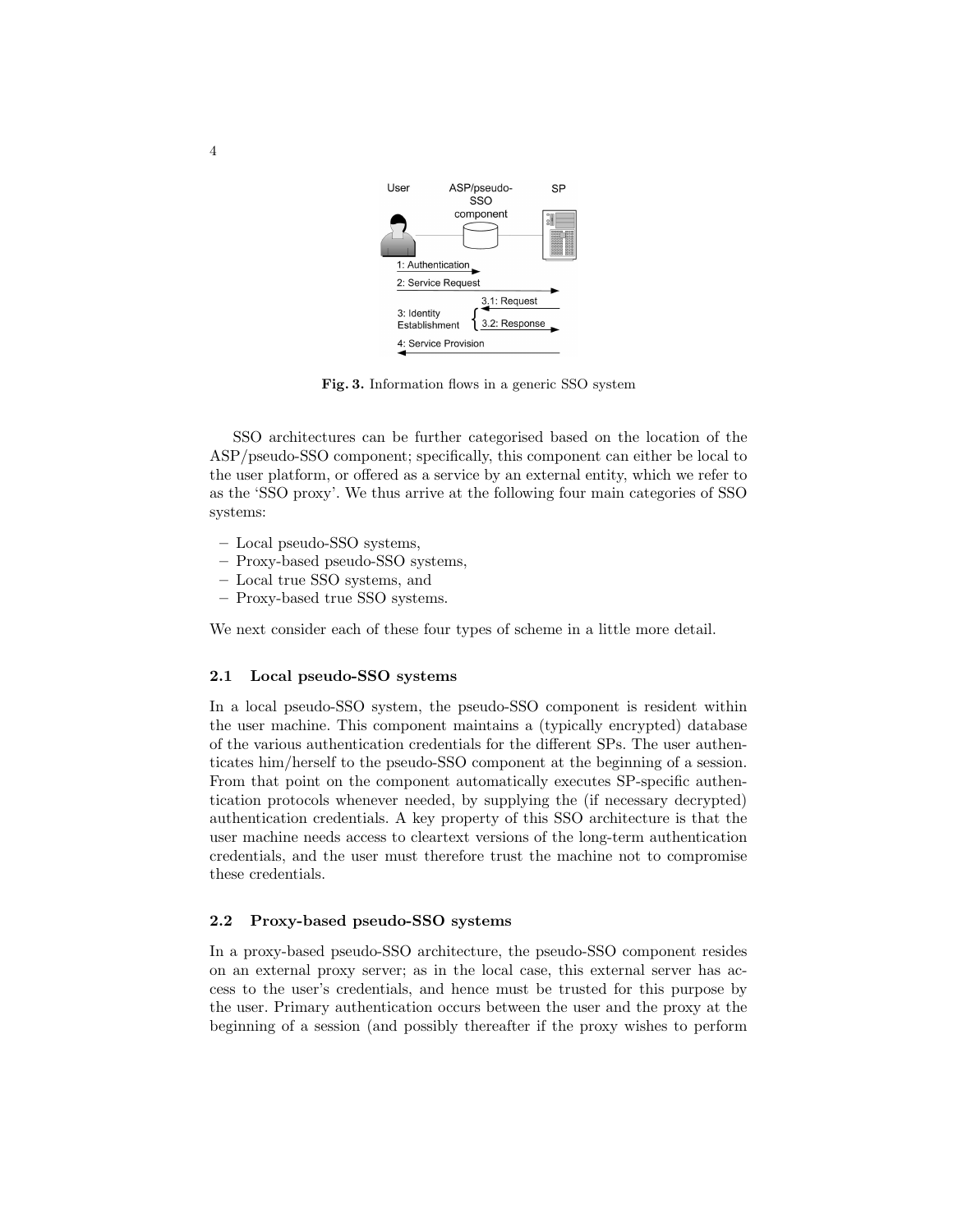Fig. 3. Information flows in a generic SSO system

SSO architectures can be further categorised based on the location of the ASP/pseudo-SSO component; specifically, this component can either be local to the user platform, or offered as a service by an external entity, which we refer to as the 'SSO proxy'. We thus arrive at the following four main categories of SSO systems:

- Local pseudo-SSO systems,
- Proxy-based pseudo-SSO systems,
- Local true SSO systems, and
- Proxy-based true SSO systems.

We next consider each of these four types of scheme in a little more detail.

### 2.1 Local pseudo-SSO systems

In a local pseudo-SSO system, the pseudo-SSO component is resident within the user machine. This component maintains a (typically encrypted) database of the various authentication credentials for the different SPs. The user authenticates him/herself to the pseudo-SSO component at the beginning of a session. From that point on the component automatically executes SP-specific authentication protocols whenever needed, by supplying the (if necessary decrypted) authentication credentials. A key property of this SSO architecture is that the user machine needs access to cleartext versions of the long-term authentication credentials, and the user must therefore trust the machine not to compromise these credentials.

### 2.2 Proxy-based pseudo-SSO systems

In a proxy-based pseudo-SSO architecture, the pseudo-SSO component resides on an external proxy server; as in the local case, this external server has access to the user's credentials, and hence must be trusted for this purpose by the user. Primary authentication occurs between the user and the proxy at the beginning of a session (and possibly thereafter if the proxy wishes to perform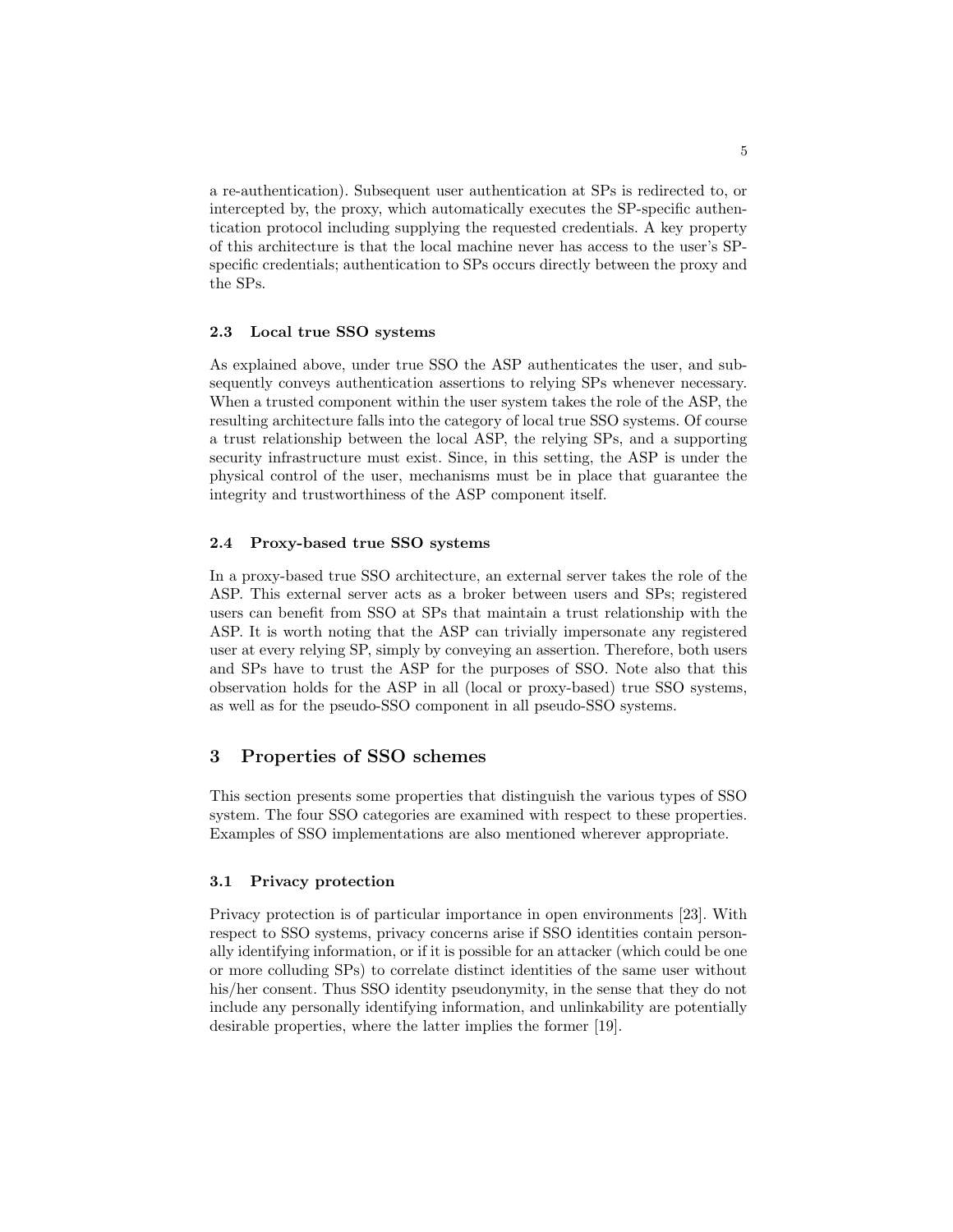a re-authentication). Subsequent user authentication at SPs is redirected to, or intercepted by, the proxy, which automatically executes the SP-specific authentication protocol including supplying the requested credentials. A key property of this architecture is that the local machine never has access to the user's SP-specific credentials; authentication to SPs occurs directly between the proxy and the SPs.

### 2.3 Local true SSO systems

As explained above, under true SSO the ASP authenticates the user, and subsequently conveys authentication assertions to relying SPs whenever necessary. When a trusted component within the user system takes the role of the ASP, the resulting architecture falls into the category of local true SSO systems. Of course a trust relationship between the local ASP, the relying SPs, and a supporting security infrastructure must exist. Since, in this setting, the ASP is under the physical control of the user, mechanisms must be in place that guarantee the integrity and trustworthiness of the ASP component itself.

### 2.4 Proxy-based true SSO systems

In a proxy-based true SSO architecture, an external server takes the role of the ASP. This external server acts as a broker between users and SPs; registered users can benefit from SSO at SPs that maintain a trust relationship with the ASP. It is worth noting that the ASP can trivially impersonate any registered user at every relying SP, simply by conveying an assertion. Therefore, both users and SPs have to trust the ASP for the purposes of SSO. Note also that this observation holds for the ASP in all (local or proxy-based) true SSO systems, as well as for the pseudo-SSO component in all pseudo-SSO systems.

## 3 Properties of SSO schemes

This section presents some properties that distinguish the various types of SSO system. The four SSO categories are examined with respect to these properties. Examples of SSO implementations are also mentioned wherever appropriate.

### 3.1 Privacy protection

Privacy protection is of particular importance in open environments [23]. With respect to SSO systems, privacy concerns arise if SSO identities contain personally identifying information, or if it is possible for an attacker (which could be one or more colluding SPs) to correlate distinct identities of the same user without his/her consent. Thus SSO identity pseudonymity, in the sense that they do not include any personally identifying information, and unlinkability are potentially desirable properties, where the latter implies the former [19].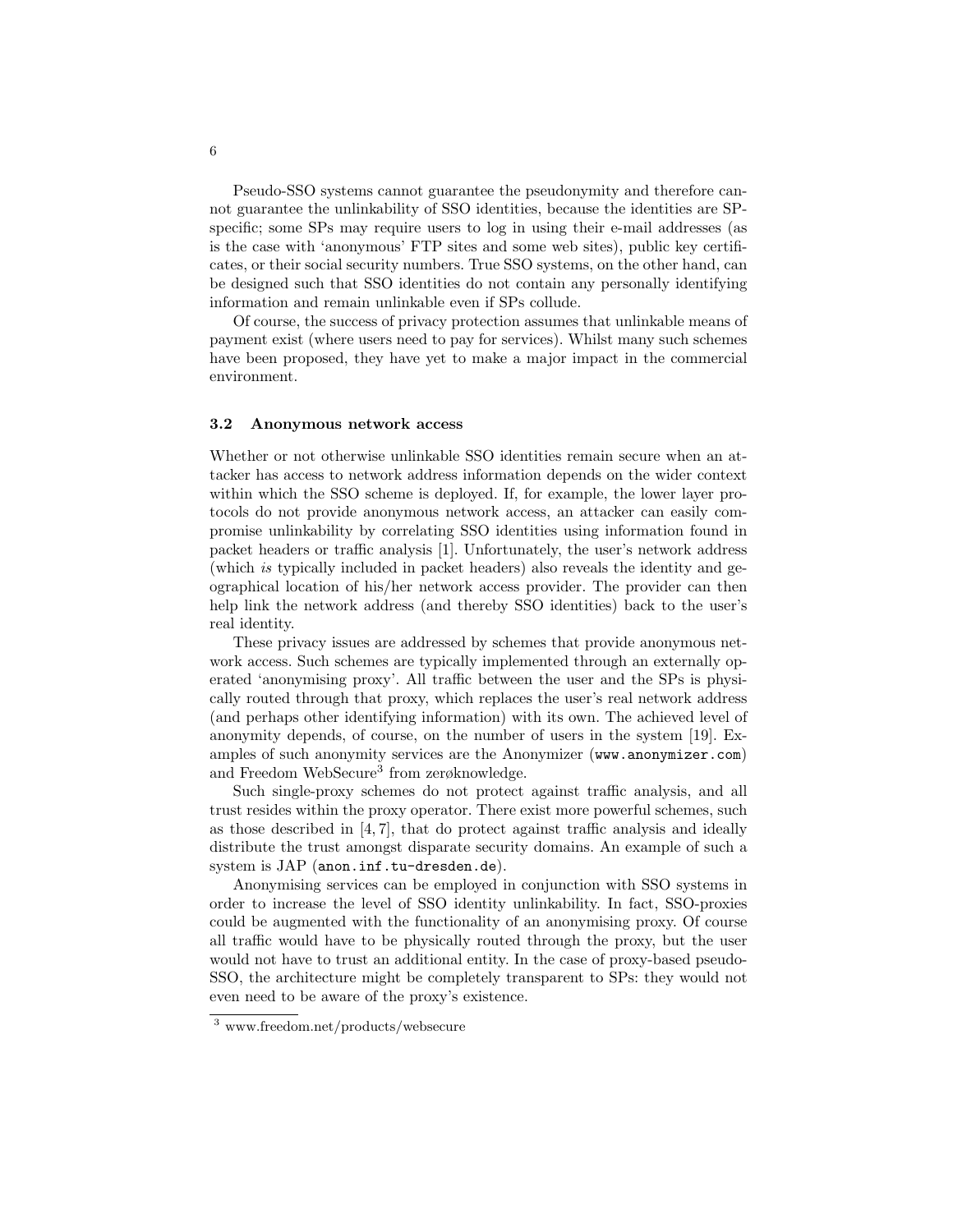Pseudo-SSO systems cannot guarantee the pseudonymity and therefore cannot guarantee the unlinkability of SSO identities, because the identities are SP-specific; some SPs may require users to log in using their e-mail addresses (as is the case with 'anonymous' FTP sites and some web sites), public key certificates, or their social security numbers. True SSO systems, on the other hand, can be designed such that SSO identities do not contain any personally identifying information and remain unlinkable even if SPs collude.

Of course, the success of privacy protection assumes that unlinkable means of payment exist (where users need to pay for services). Whilst many such schemes have been proposed, they have yet to make a major impact in the commercial environment.

### 3.2 Anonymous network access

Whether or not otherwise unlinkable SSO identities remain secure when an attacker has access to network address information depends on the wider context within which the SSO scheme is deployed. If, for example, the lower layer protocols do not provide anonymous network access, an attacker can easily compromise unlinkability by correlating SSO identities using information found in packet headers or traffic analysis [1]. Unfortunately, the user's network address (which *is* typically included in packet headers) also reveals the identity and geographical location of his/her network access provider. The provider can then help link the network address (and thereby SSO identities) back to the user's real identity.

These privacy issues are addressed by schemes that provide anonymous network access. Such schemes are typically implemented through an externally operated 'anonymising proxy'. All traffic between the user and the SPs is physically routed through that proxy, which replaces the user's real network address (and perhaps other identifying information) with its own. The achieved level of anonymity depends, of course, on the number of users in the system [19]. Examples of such anonymity services are the Anonymizer (`www.anonymizer.com`) and Freedom WebSecure[3] from zerøknowledge.

Such single-proxy schemes do not protect against traffic analysis, and all trust resides within the proxy operator. There exist more powerful schemes, such as those described in [4, 7], that do protect against traffic analysis and ideally distribute the trust amongst disparate security domains. An example of such a system is JAP (`anon.inf.tu-dresden.de`).

Anonymising services can be employed in conjunction with SSO systems in order to increase the level of SSO identity unlinkability. In fact, SSO-proxies could be augmented with the functionality of an anonymising proxy. Of course all traffic would have to be physically routed through the proxy, but the user would not have to trust an additional entity. In the case of proxy-based pseudo-SSO, the architecture might be completely transparent to SPs: they would not even need to be aware of the proxy's existence.

[3] www.freedom.net/products/websecure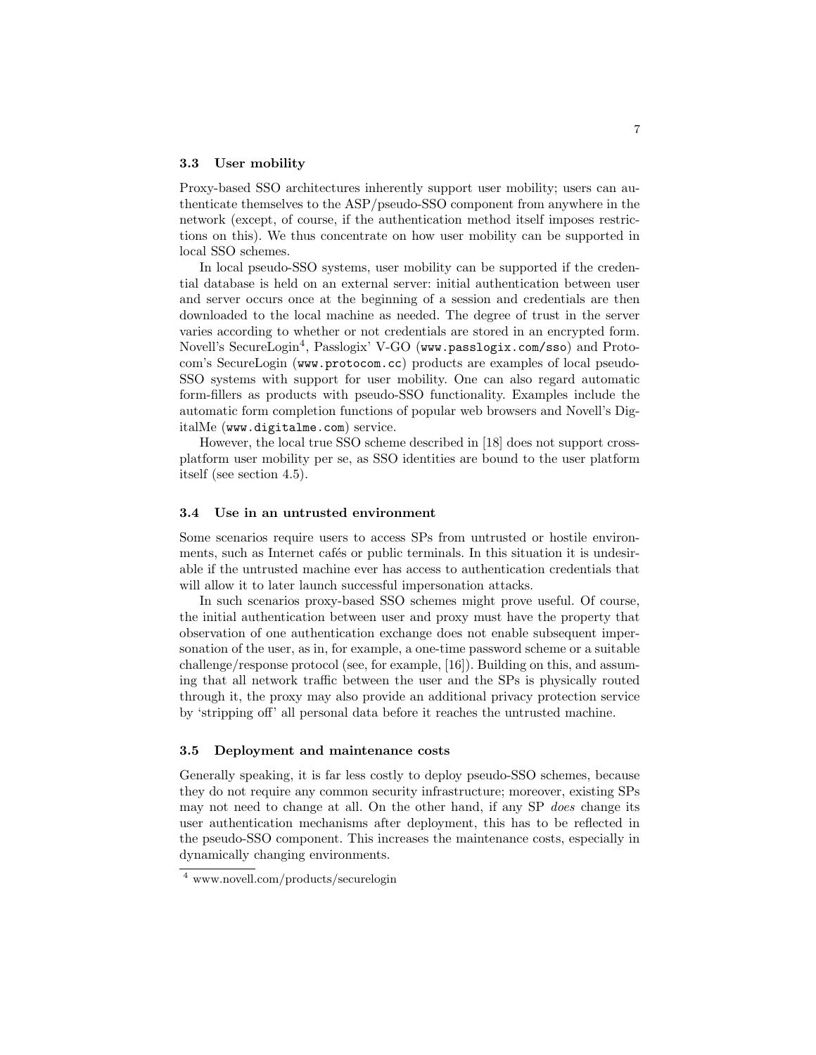### 3.3 User mobility

Proxy-based SSO architectures inherently support user mobility; users can authenticate themselves to the ASP/pseudo-SSO component from anywhere in the network (except, of course, if the authentication method itself imposes restrictions on this). We thus concentrate on how user mobility can be supported in local SSO schemes.

In local pseudo-SSO systems, user mobility can be supported if the credential database is held on an external server: initial authentication between user and server occurs once at the beginning of a session and credentials are then downloaded to the local machine as needed. The degree of trust in the server varies according to whether or not credentials are stored in an encrypted form. Novell's SecureLogin[4], Passlogix' V-GO (`www.passlogix.com/sso`) and Protocom's SecureLogin (`www.protocom.cc`) products are examples of local pseudo-SSO systems with support for user mobility. One can also regard automatic form-fillers as products with pseudo-SSO functionality. Examples include the automatic form completion functions of popular web browsers and Novell's DigitalMe (`www.digitalme.com`) service.

However, the local true SSO scheme described in [18] does not support cross-platform user mobility per se, as SSO identities are bound to the user platform itself (see section 4.5).

### 3.4 Use in an untrusted environment

Some scenarios require users to access SPs from untrusted or hostile environments, such as Internet cafés or public terminals. In this situation it is undesirable if the untrusted machine ever has access to authentication credentials that will allow it to later launch successful impersonation attacks.

In such scenarios proxy-based SSO schemes might prove useful. Of course, the initial authentication between user and proxy must have the property that observation of one authentication exchange does not enable subsequent impersonation of the user, as in, for example, a one-time password scheme or a suitable challenge/response protocol (see, for example, [16]). Building on this, and assuming that all network traffic between the user and the SPs is physically routed through it, the proxy may also provide an additional privacy protection service by 'stripping off' all personal data before it reaches the untrusted machine.

### 3.5 Deployment and maintenance costs

Generally speaking, it is far less costly to deploy pseudo-SSO schemes, because they do not require any common security infrastructure; moreover, existing SPs may not need to change at all. On the other hand, if any SP *does* change its user authentication mechanisms after deployment, this has to be reflected in the pseudo-SSO component. This increases the maintenance costs, especially in dynamically changing environments.

[4] www.novell.com/products/securelogin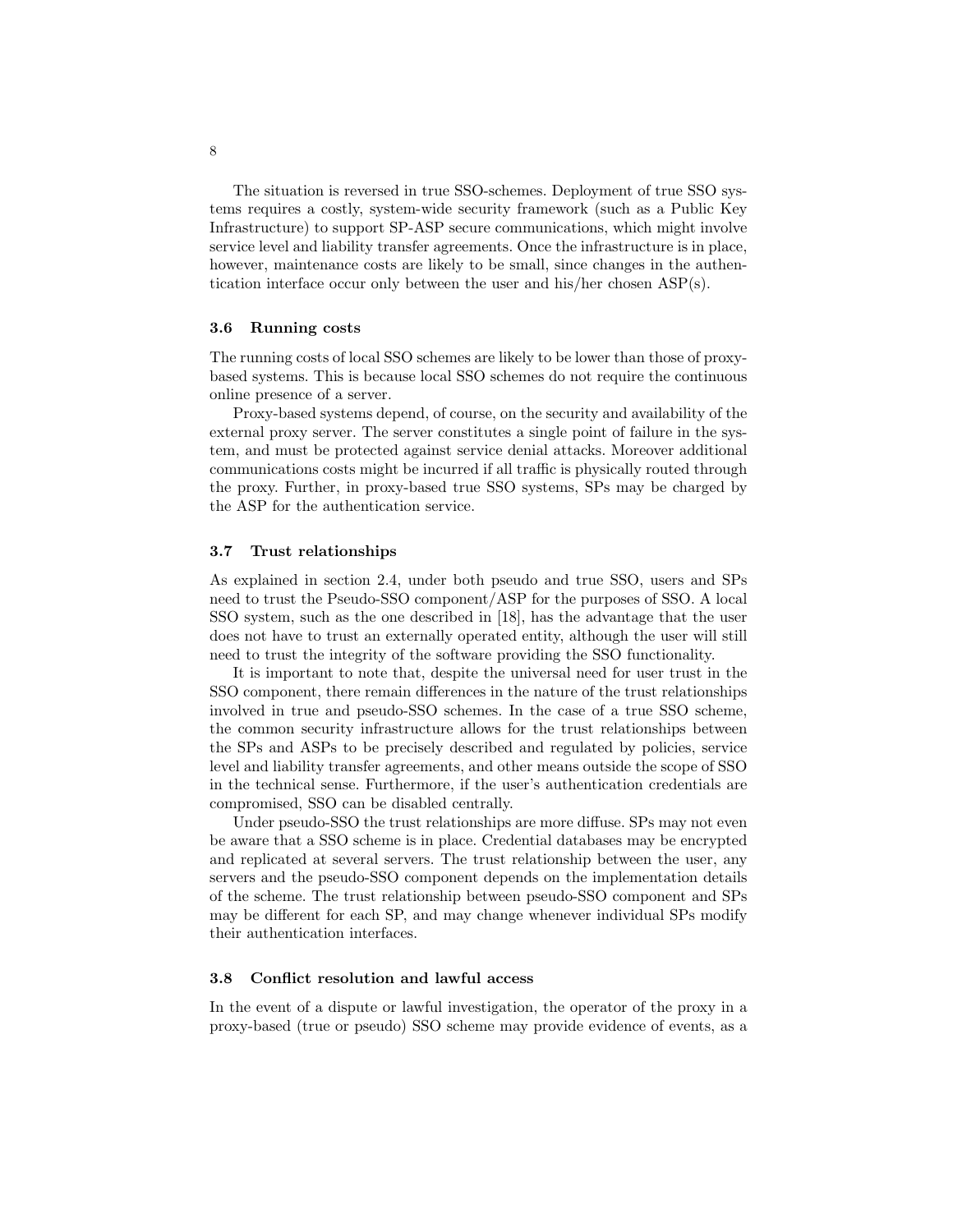The situation is reversed in true SSO-schemes. Deployment of true SSO systems requires a costly, system-wide security framework (such as a Public Key Infrastructure) to support SP-ASP secure communications, which might involve service level and liability transfer agreements. Once the infrastructure is in place, however, maintenance costs are likely to be small, since changes in the authentication interface occur only between the user and his/her chosen ASP(s).

### 3.6 Running costs

The running costs of local SSO schemes are likely to be lower than those of proxy-based systems. This is because local SSO schemes do not require the continuous online presence of a server.

Proxy-based systems depend, of course, on the security and availability of the external proxy server. The server constitutes a single point of failure in the system, and must be protected against service denial attacks. Moreover additional communications costs might be incurred if all traffic is physically routed through the proxy. Further, in proxy-based true SSO systems, SPs may be charged by the ASP for the authentication service.

### 3.7 Trust relationships

As explained in section 2.4, under both pseudo and true SSO, users and SPs need to trust the Pseudo-SSO component/ASP for the purposes of SSO. A local SSO system, such as the one described in [18], has the advantage that the user does not have to trust an externally operated entity, although the user will still need to trust the integrity of the software providing the SSO functionality.

It is important to note that, despite the universal need for user trust in the SSO component, there remain differences in the nature of the trust relationships involved in true and pseudo-SSO schemes. In the case of a true SSO scheme, the common security infrastructure allows for the trust relationships between the SPs and ASPs to be precisely described and regulated by policies, service level and liability transfer agreements, and other means outside the scope of SSO in the technical sense. Furthermore, if the user's authentication credentials are compromised, SSO can be disabled centrally.

Under pseudo-SSO the trust relationships are more diffuse. SPs may not even be aware that a SSO scheme is in place. Credential databases may be encrypted and replicated at several servers. The trust relationship between the user, any servers and the pseudo-SSO component depends on the implementation details of the scheme. The trust relationship between pseudo-SSO component and SPs may be different for each SP, and may change whenever individual SPs modify their authentication interfaces.

### 3.8 Conflict resolution and lawful access

In the event of a dispute or lawful investigation, the operator of the proxy in a proxy-based (true or pseudo) SSO scheme may provide evidence of events, as a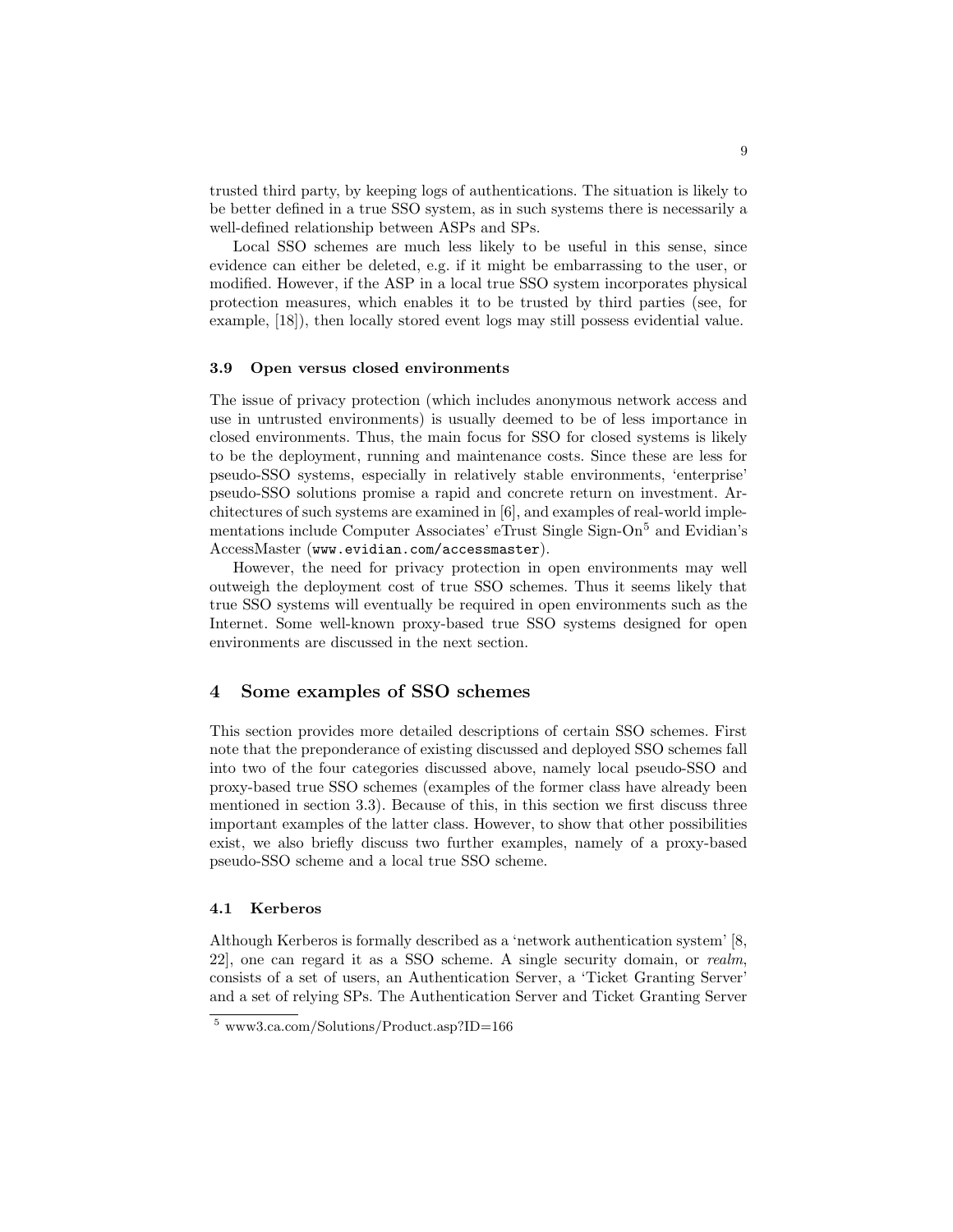trusted third party, by keeping logs of authentications. The situation is likely to be better defined in a true SSO system, as in such systems there is necessarily a well-defined relationship between ASPs and SPs.

Local SSO schemes are much less likely to be useful in this sense, since evidence can either be deleted, e.g. if it might be embarrassing to the user, or modified. However, if the ASP in a local true SSO system incorporates physical protection measures, which enables it to be trusted by third parties (see, for example, [18]), then locally stored event logs may still possess evidential value.

### 3.9 Open versus closed environments

The issue of privacy protection (which includes anonymous network access and use in untrusted environments) is usually deemed to be of less importance in closed environments. Thus, the main focus for SSO for closed systems is likely to be the deployment, running and maintenance costs. Since these are less for pseudo-SSO systems, especially in relatively stable environments, 'enterprise' pseudo-SSO solutions promise a rapid and concrete return on investment. Architectures of such systems are examined in [6], and examples of real-world implementations include Computer Associates' eTrust Single Sign-On[5] and Evidian's AccessMaster (`www.evidian.com/accessmaster`).

However, the need for privacy protection in open environments may well outweigh the deployment cost of true SSO schemes. Thus it seems likely that true SSO systems will eventually be required in open environments such as the Internet. Some well-known proxy-based true SSO systems designed for open environments are discussed in the next section.

## 4 Some examples of SSO schemes

This section provides more detailed descriptions of certain SSO schemes. First note that the preponderance of existing discussed and deployed SSO schemes fall into two of the four categories discussed above, namely local pseudo-SSO and proxy-based true SSO schemes (examples of the former class have already been mentioned in section 3.3). Because of this, in this section we first discuss three important examples of the latter class. However, to show that other possibilities exist, we also briefly discuss two further examples, namely of a proxy-based pseudo-SSO scheme and a local true SSO scheme.

### 4.1 Kerberos

Although Kerberos is formally described as a 'network authentication system' [8, 22], one can regard it as a SSO scheme. A single security domain, or *realm*, consists of a set of users, an Authentication Server, a 'Ticket Granting Server' and a set of relying SPs. The Authentication Server and Ticket Granting Server

[5] www3.ca.com/Solutions/Product.asp?ID=166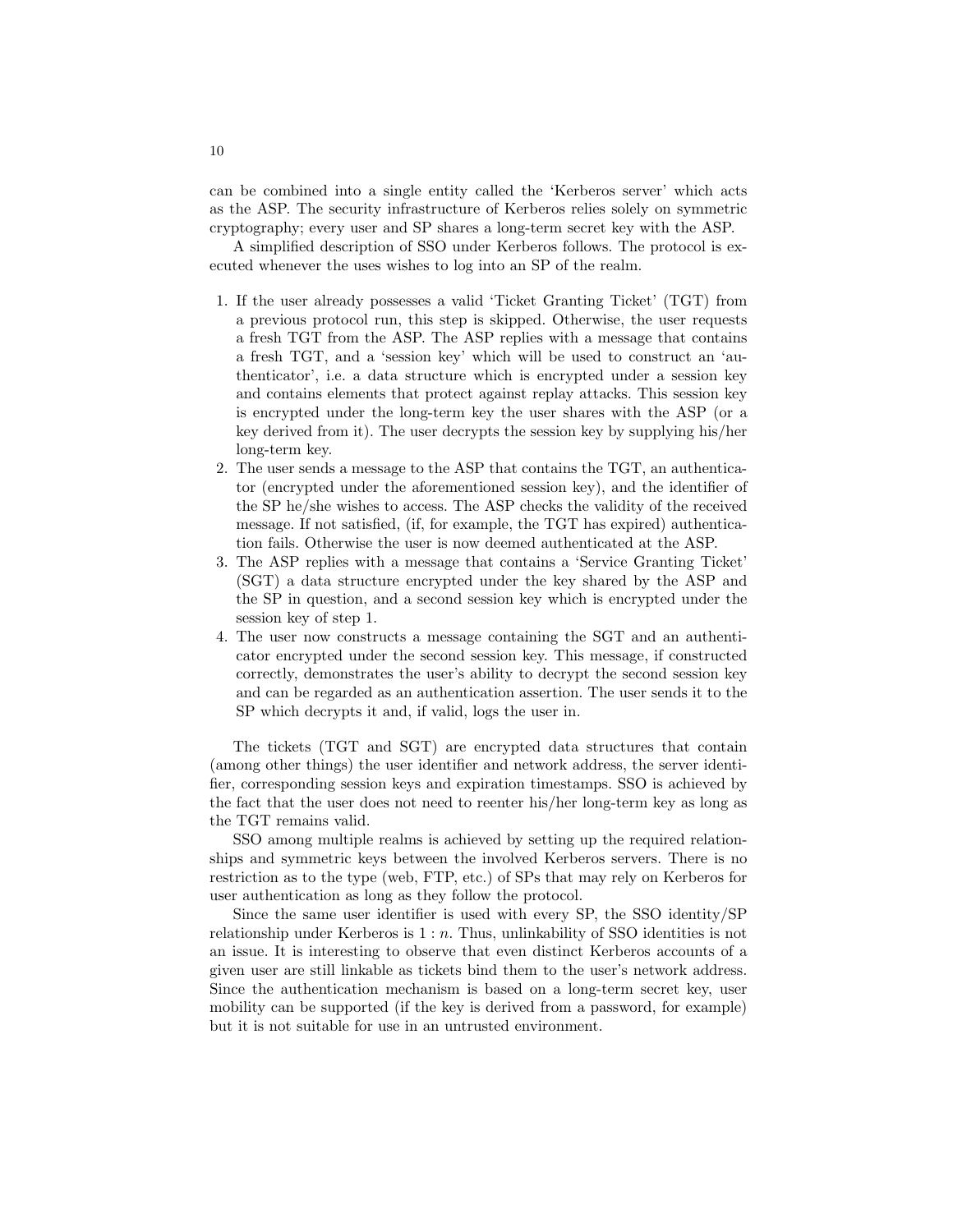can be combined into a single entity called the 'Kerberos server' which acts as the ASP. The security infrastructure of Kerberos relies solely on symmetric cryptography; every user and SP shares a long-term secret key with the ASP.

A simplified description of SSO under Kerberos follows. The protocol is executed whenever the uses wishes to log into an SP of the realm.

1. If the user already possesses a valid 'Ticket Granting Ticket' (TGT) from a previous protocol run, this step is skipped. Otherwise, the user requests a fresh TGT from the ASP. The ASP replies with a message that contains a fresh TGT, and a 'session key' which will be used to construct an 'authenticator', i.e. a data structure which is encrypted under a session key and contains elements that protect against replay attacks. This session key is encrypted under the long-term key the user shares with the ASP (or a key derived from it). The user decrypts the session key by supplying his/her long-term key.
2. The user sends a message to the ASP that contains the TGT, an authenticator (encrypted under the aforementioned session key), and the identifier of the SP he/she wishes to access. The ASP checks the validity of the received message. If not satisfied, (if, for example, the TGT has expired) authentication fails. Otherwise the user is now deemed authenticated at the ASP.
3. The ASP replies with a message that contains a 'Service Granting Ticket' (SGT) a data structure encrypted under the key shared by the ASP and the SP in question, and a second session key which is encrypted under the session key of step 1.
4. The user now constructs a message containing the SGT and an authenticator encrypted under the second session key. This message, if constructed correctly, demonstrates the user's ability to decrypt the second session key and can be regarded as an authentication assertion. The user sends it to the SP which decrypts it and, if valid, logs the user in.

The tickets (TGT and SGT) are encrypted data structures that contain (among other things) the user identifier and network address, the server identifier, corresponding session keys and expiration timestamps. SSO is achieved by the fact that the user does not need to reenter his/her long-term key as long as the TGT remains valid.

SSO among multiple realms is achieved by setting up the required relationships and symmetric keys between the involved Kerberos servers. There is no restriction as to the type (web, FTP, etc.) of SPs that may rely on Kerberos for user authentication as long as they follow the protocol.

Since the same user identifier is used with every SP, the SSO identity/SP relationship under Kerberos is $1 : n$. Thus, unlinkability of SSO identities is not an issue. It is interesting to observe that even distinct Kerberos accounts of a given user are still linkable as tickets bind them to the user's network address. Since the authentication mechanism is based on a long-term secret key, user mobility can be supported (if the key is derived from a password, for example) but it is not suitable for use in an untrusted environment.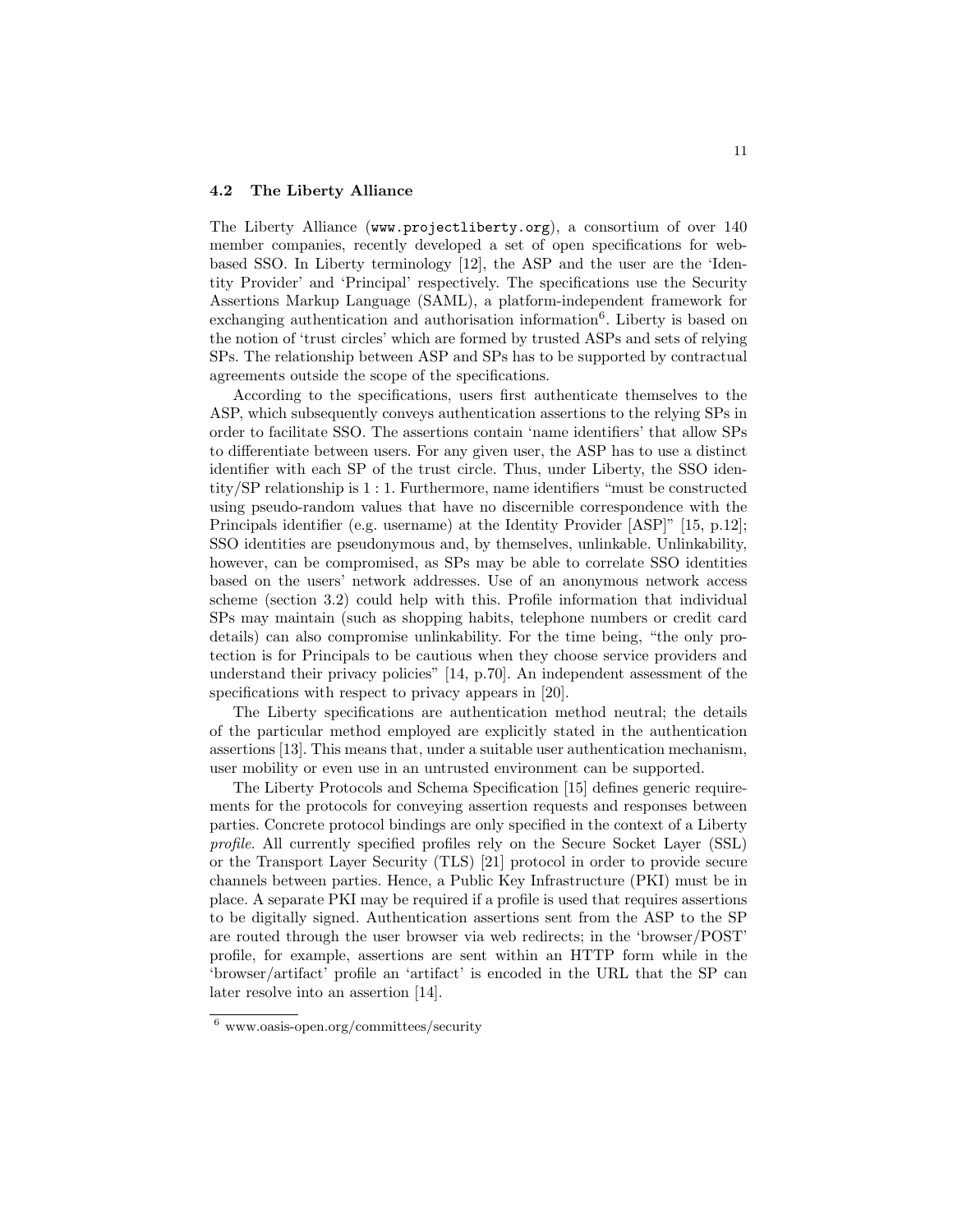### 4.2 The Liberty Alliance

The Liberty Alliance (www.projectliberty.org), a consortium of over 140 member companies, recently developed a set of open specifications for web-based SSO. In Liberty terminology [12], the ASP and the user are the 'Identity Provider' and 'Principal' respectively. The specifications use the Security Assertions Markup Language (SAML), a platform-independent framework for exchanging authentication and authorisation information[6]. Liberty is based on the notion of 'trust circles' which are formed by trusted ASPs and sets of relying SPs. The relationship between ASP and SPs has to be supported by contractual agreements outside the scope of the specifications.

According to the specifications, users first authenticate themselves to the ASP, which subsequently conveys authentication assertions to the relying SPs in order to facilitate SSO. The assertions contain 'name identifiers' that allow SPs to differentiate between users. For any given user, the ASP has to use a distinct identifier with each SP of the trust circle. Thus, under Liberty, the SSO identity/SP relationship is 1 : 1. Furthermore, name identifiers "must be constructed using pseudo-random values that have no discernible correspondence with the Principals identifier (e.g. username) at the Identity Provider [ASP]" [15, p.12]; SSO identities are pseudonymous and, by themselves, unlinkable. Unlinkability, however, can be compromised, as SPs may be able to correlate SSO identities based on the users' network addresses. Use of an anonymous network access scheme (section 3.2) could help with this. Profile information that individual SPs may maintain (such as shopping habits, telephone numbers or credit card details) can also compromise unlinkability. For the time being, "the only protection is for Principals to be cautious when they choose service providers and understand their privacy policies" [14, p.70]. An independent assessment of the specifications with respect to privacy appears in [20].

The Liberty specifications are authentication method neutral; the details of the particular method employed are explicitly stated in the authentication assertions [13]. This means that, under a suitable user authentication mechanism, user mobility or even use in an untrusted environment can be supported.

The Liberty Protocols and Schema Specification [15] defines generic requirements for the protocols for conveying assertion requests and responses between parties. Concrete protocol bindings are only specified in the context of a Liberty *profile*. All currently specified profiles rely on the Secure Socket Layer (SSL) or the Transport Layer Security (TLS) [21] protocol in order to provide secure channels between parties. Hence, a Public Key Infrastructure (PKI) must be in place. A separate PKI may be required if a profile is used that requires assertions to be digitally signed. Authentication assertions sent from the ASP to the SP are routed through the user browser via web redirects; in the 'browser/POST' profile, for example, assertions are sent within an HTTP form while in the 'browser/artifact' profile an 'artifact' is encoded in the URL that the SP can later resolve into an assertion [14].

---

[6] www.oasis-open.org/committees/security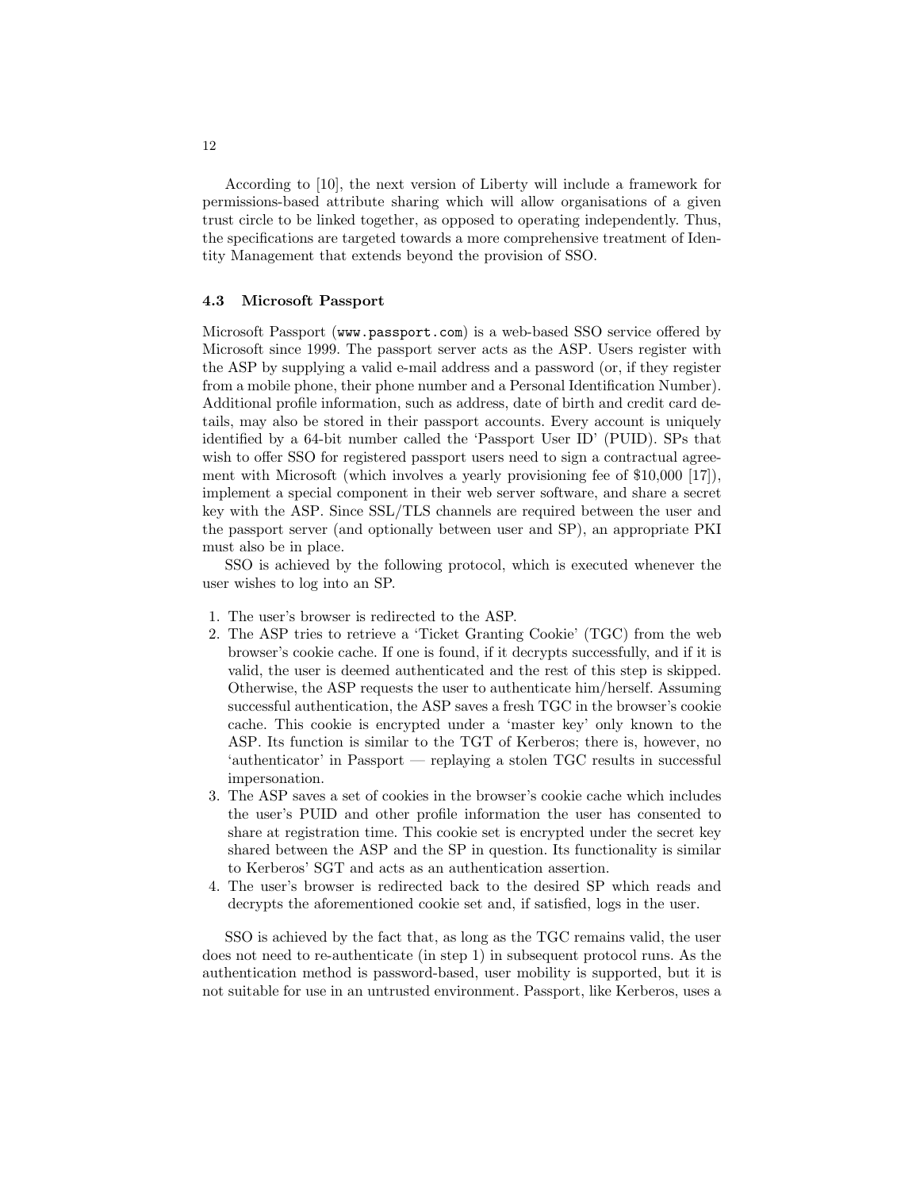According to [10], the next version of Liberty will include a framework for permissions-based attribute sharing which will allow organisations of a given trust circle to be linked together, as opposed to operating independently. Thus, the specifications are targeted towards a more comprehensive treatment of Identity Management that extends beyond the provision of SSO.

### 4.3 Microsoft Passport

Microsoft Passport (`www.passport.com`) is a web-based SSO service offered by Microsoft since 1999. The passport server acts as the ASP. Users register with the ASP by supplying a valid e-mail address and a password (or, if they register from a mobile phone, their phone number and a Personal Identification Number). Additional profile information, such as address, date of birth and credit card details, may also be stored in their passport accounts. Every account is uniquely identified by a 64-bit number called the 'Passport User ID' (PUID). SPs that wish to offer SSO for registered passport users need to sign a contractual agreement with Microsoft (which involves a yearly provisioning fee of $10,000 [17]), implement a special component in their web server software, and share a secret key with the ASP. Since SSL/TLS channels are required between the user and the passport server (and optionally between user and SP), an appropriate PKI must also be in place.

SSO is achieved by the following protocol, which is executed whenever the user wishes to log into an SP.

1. The user's browser is redirected to the ASP.
2. The ASP tries to retrieve a 'Ticket Granting Cookie' (TGC) from the web browser's cookie cache. If one is found, if it decrypts successfully, and if it is valid, the user is deemed authenticated and the rest of this step is skipped. Otherwise, the ASP requests the user to authenticate him/herself. Assuming successful authentication, the ASP saves a fresh TGC in the browser's cookie cache. This cookie is encrypted under a 'master key' only known to the ASP. Its function is similar to the TGT of Kerberos; there is, however, no 'authenticator' in Passport — replaying a stolen TGC results in successful impersonation.
3. The ASP saves a set of cookies in the browser's cookie cache which includes the user's PUID and other profile information the user has consented to share at registration time. This cookie set is encrypted under the secret key shared between the ASP and the SP in question. Its functionality is similar to Kerberos' SGT and acts as an authentication assertion.
4. The user's browser is redirected back to the desired SP which reads and decrypts the aforementioned cookie set and, if satisfied, logs in the user.

SSO is achieved by the fact that, as long as the TGC remains valid, the user does not need to re-authenticate (in step 1) in subsequent protocol runs. As the authentication method is password-based, user mobility is supported, but it is not suitable for use in an untrusted environment. Passport, like Kerberos, uses a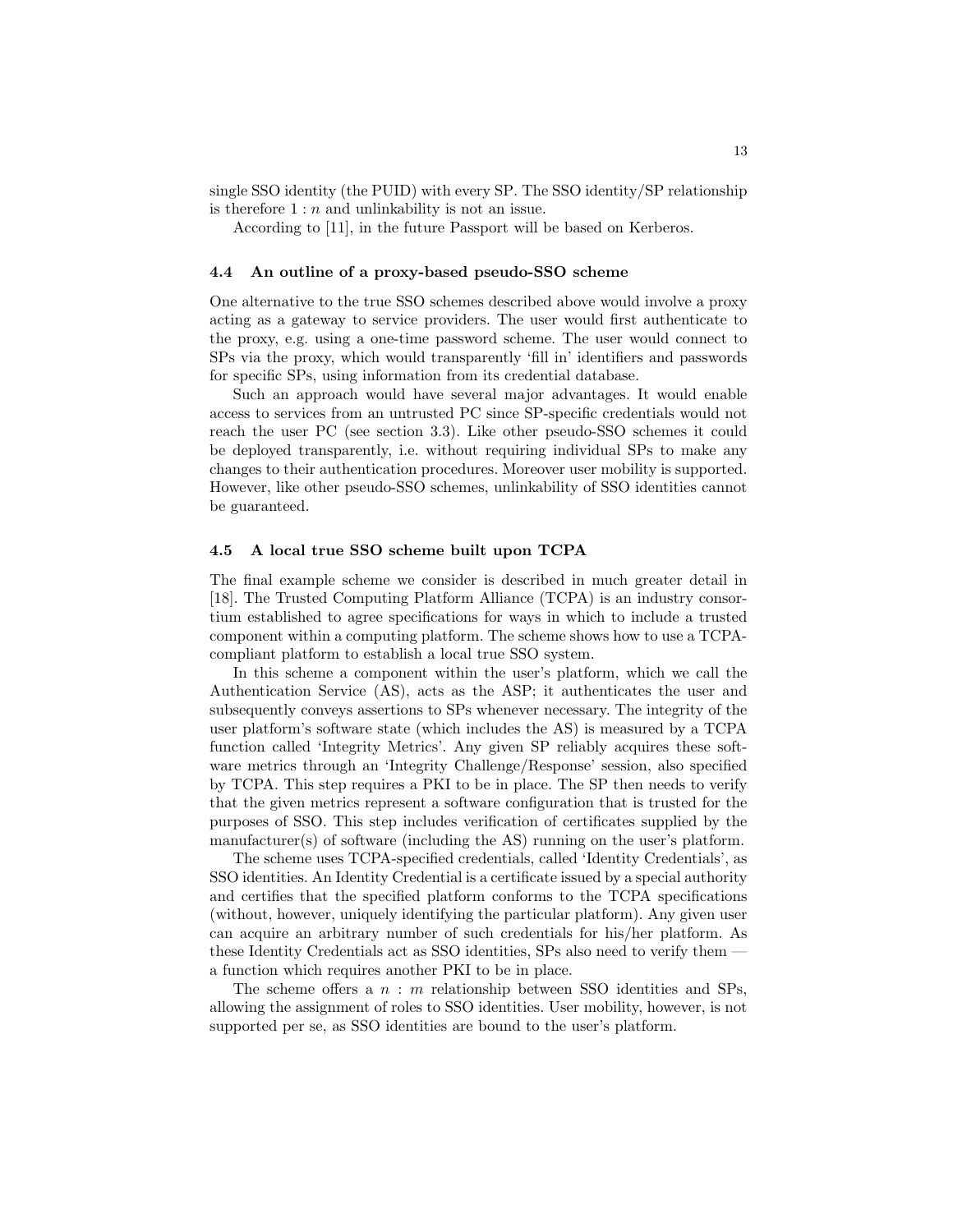single SSO identity (the PUID) with every SP. The SSO identity/SP relationship is therefore $1 : n$ and unlinkability is not an issue.

According to [11], in the future Passport will be based on Kerberos.

### 4.4 An outline of a proxy-based pseudo-SSO scheme

One alternative to the true SSO schemes described above would involve a proxy acting as a gateway to service providers. The user would first authenticate to the proxy, e.g. using a one-time password scheme. The user would connect to SPs via the proxy, which would transparently 'fill in' identifiers and passwords for specific SPs, using information from its credential database.

Such an approach would have several major advantages. It would enable access to services from an untrusted PC since SP-specific credentials would not reach the user PC (see section 3.3). Like other pseudo-SSO schemes it could be deployed transparently, i.e. without requiring individual SPs to make any changes to their authentication procedures. Moreover user mobility is supported. However, like other pseudo-SSO schemes, unlinkability of SSO identities cannot be guaranteed.

### 4.5 A local true SSO scheme built upon TCPA

The final example scheme we consider is described in much greater detail in [18]. The Trusted Computing Platform Alliance (TCPA) is an industry consortium established to agree specifications for ways in which to include a trusted component within a computing platform. The scheme shows how to use a TCPA-compliant platform to establish a local true SSO system.

In this scheme a component within the user's platform, which we call the Authentication Service (AS), acts as the ASP; it authenticates the user and subsequently conveys assertions to SPs whenever necessary. The integrity of the user platform's software state (which includes the AS) is measured by a TCPA function called 'Integrity Metrics'. Any given SP reliably acquires these software metrics through an 'Integrity Challenge/Response' session, also specified by TCPA. This step requires a PKI to be in place. The SP then needs to verify that the given metrics represent a software configuration that is trusted for the purposes of SSO. This step includes verification of certificates supplied by the manufacturer(s) of software (including the AS) running on the user's platform.

The scheme uses TCPA-specified credentials, called 'Identity Credentials', as SSO identities. An Identity Credential is a certificate issued by a special authority and certifies that the specified platform conforms to the TCPA specifications (without, however, uniquely identifying the particular platform). Any given user can acquire an arbitrary number of such credentials for his/her platform. As these Identity Credentials act as SSO identities, SPs also need to verify them — a function which requires another PKI to be in place.

The scheme offers a $n : m$ relationship between SSO identities and SPs, allowing the assignment of roles to SSO identities. User mobility, however, is not supported per se, as SSO identities are bound to the user's platform.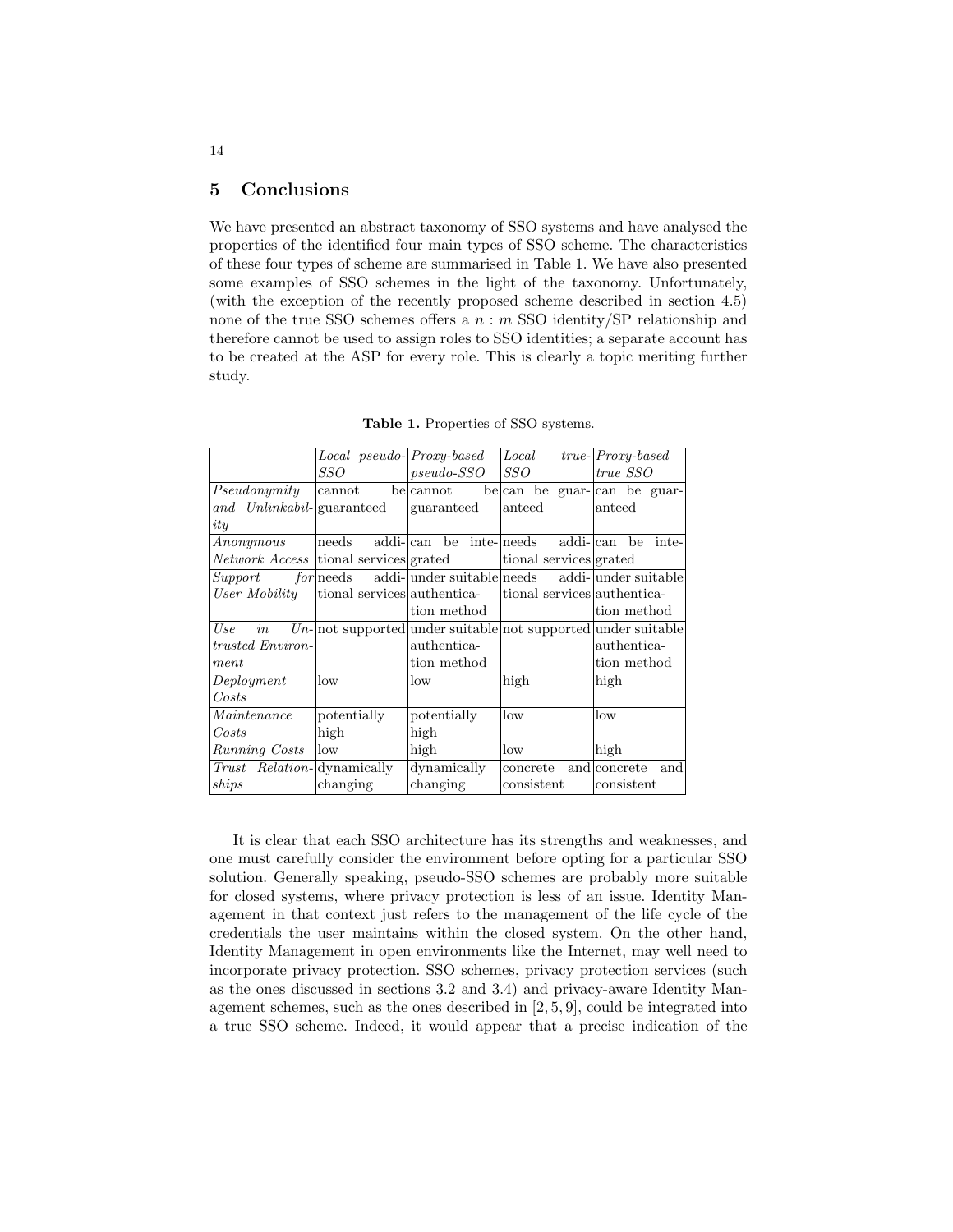## 5 Conclusions

We have presented an abstract taxonomy of SSO systems and have analysed the properties of the identified four main types of SSO scheme. The characteristics of these four types of scheme are summarised in Table 1. We have also presented some examples of SSO schemes in the light of the taxonomy. Unfortunately, (with the exception of the recently proposed scheme described in section 4.5) none of the true SSO schemes offers a $n : m$ SSO identity/SP relationship and therefore cannot be used to assign roles to SSO identities; a separate account has to be created at the ASP for every role. This is clearly a topic meriting further study.

**Table 1.** Properties of SSO systems.

| | *Local pseudo-SSO* | *Proxy-based pseudo-SSO* | *Local true-SSO* | *Proxy-based true SSO* |
|---|---|---|---|---|
| *Pseudonymity and Unlinkability* | cannot be guaranteed | cannot be guaranteed | can be guaranteed | can be guaranteed |
| *Anonymous Network Access* | needs additional services | can be integrated | needs additional services | can be integrated |
| *Support for User Mobility* | needs additional services | under suitable authentication method | needs additional services | under suitable authentication method |
| *Use in Untrusted Environment* | not supported | under suitable authentication method | not supported | under suitable authentication method |
| *Deployment Costs* | low | low | high | high |
| *Maintenance Costs* | potentially high | potentially high | low | low |
| *Running Costs* | low | high | low | high |
| *Trust Relationships* | dynamically changing | dynamically changing | concrete and consistent | concrete and consistent |

It is clear that each SSO architecture has its strengths and weaknesses, and one must carefully consider the environment before opting for a particular SSO solution. Generally speaking, pseudo-SSO schemes are probably more suitable for closed systems, where privacy protection is less of an issue. Identity Management in that context just refers to the management of the life cycle of the credentials the user maintains within the closed system. On the other hand, Identity Management in open environments like the Internet, may well need to incorporate privacy protection. SSO schemes, privacy protection services (such as the ones discussed in sections 3.2 and 3.4) and privacy-aware Identity Management schemes, such as the ones described in [2, 5, 9], could be integrated into a true SSO scheme. Indeed, it would appear that a precise indication of the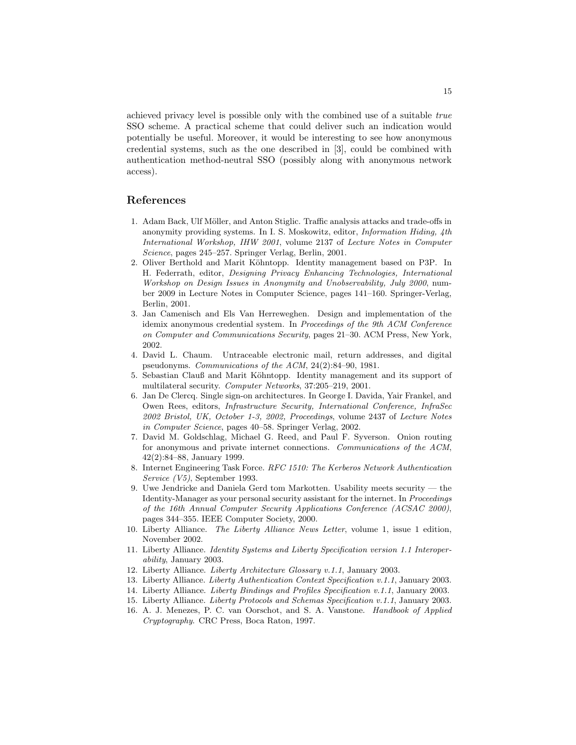achieved privacy level is possible only with the combined use of a suitable *true* SSO scheme. A practical scheme that could deliver such an indication would potentially be useful. Moreover, it would be interesting to see how anonymous credential systems, such as the one described in [3], could be combined with authentication method-neutral SSO (possibly along with anonymous network access).

## References

1. Adam Back, Ulf Möller, and Anton Stiglic. Traffic analysis attacks and trade-offs in anonymity providing systems. In I. S. Moskowitz, editor, *Information Hiding, 4th International Workshop, IHW 2001*, volume 2137 of *Lecture Notes in Computer Science*, pages 245–257. Springer Verlag, Berlin, 2001.
2. Oliver Berthold and Marit Köhntopp. Identity management based on P3P. In H. Federrath, editor, *Designing Privacy Enhancing Technologies, International Workshop on Design Issues in Anonymity and Unobservability, July 2000*, number 2009 in Lecture Notes in Computer Science, pages 141–160. Springer-Verlag, Berlin, 2001.
3. Jan Camenisch and Els Van Herreweghen. Design and implementation of the idemix anonymous credential system. In *Proceedings of the 9th ACM Conference on Computer and Communications Security*, pages 21–30. ACM Press, New York, 2002.
4. David L. Chaum. Untraceable electronic mail, return addresses, and digital pseudonyms. *Communications of the ACM*, 24(2):84–90, 1981.
5. Sebastian Clauß and Marit Köhntopp. Identity management and its support of multilateral security. *Computer Networks*, 37:205–219, 2001.
6. Jan De Clercq. Single sign-on architectures. In George I. Davida, Yair Frankel, and Owen Rees, editors, *Infrastructure Security, International Conference, InfraSec 2002 Bristol, UK, October 1-3, 2002, Proceedings*, volume 2437 of *Lecture Notes in Computer Science*, pages 40–58. Springer Verlag, 2002.
7. David M. Goldschlag, Michael G. Reed, and Paul F. Syverson. Onion routing for anonymous and private internet connections. *Communications of the ACM*, 42(2):84–88, January 1999.
8. Internet Engineering Task Force. *RFC 1510: The Kerberos Network Authentication Service (V5)*, September 1993.
9. Uwe Jendricke and Daniela Gerd tom Markotten. Usability meets security — the Identity-Manager as your personal security assistant for the internet. In *Proceedings of the 16th Annual Computer Security Applications Conference (ACSAC 2000)*, pages 344–355. IEEE Computer Society, 2000.
10. Liberty Alliance. *The Liberty Alliance News Letter*, volume 1, issue 1 edition, November 2002.
11. Liberty Alliance. *Identity Systems and Liberty Specification version 1.1 Interoperability*, January 2003.
12. Liberty Alliance. *Liberty Architecture Glossary v.1.1*, January 2003.
13. Liberty Alliance. *Liberty Authentication Context Specification v.1.1*, January 2003.
14. Liberty Alliance. *Liberty Bindings and Profiles Specification v.1.1*, January 2003.
15. Liberty Alliance. *Liberty Protocols and Schemas Specification v.1.1*, January 2003.
16. A. J. Menezes, P. C. van Oorschot, and S. A. Vanstone. *Handbook of Applied Cryptography*. CRC Press, Boca Raton, 1997.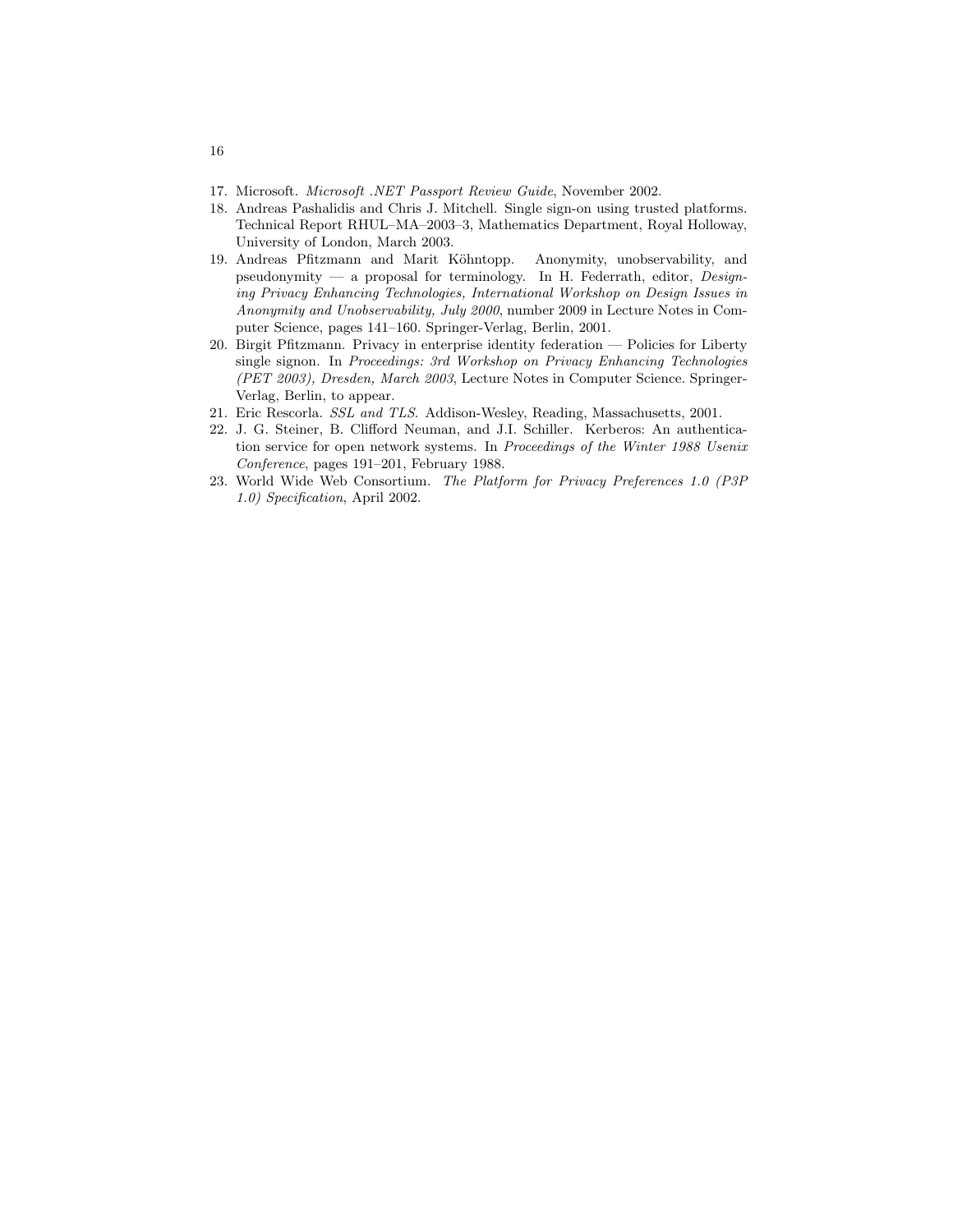17. Microsoft. *Microsoft .NET Passport Review Guide*, November 2002.
18. Andreas Pashalidis and Chris J. Mitchell. Single sign-on using trusted platforms. Technical Report RHUL–MA–2003–3, Mathematics Department, Royal Holloway, University of London, March 2003.
19. Andreas Pfitzmann and Marit Köhntopp. Anonymity, unobservability, and pseudonymity — a proposal for terminology. In H. Federrath, editor, *Designing Privacy Enhancing Technologies, International Workshop on Design Issues in Anonymity and Unobservability, July 2000*, number 2009 in Lecture Notes in Computer Science, pages 141–160. Springer-Verlag, Berlin, 2001.
20. Birgit Pfitzmann. Privacy in enterprise identity federation — Policies for Liberty single signon. In *Proceedings: 3rd Workshop on Privacy Enhancing Technologies (PET 2003), Dresden, March 2003*, Lecture Notes in Computer Science. Springer-Verlag, Berlin, to appear.
21. Eric Rescorla. *SSL and TLS*. Addison-Wesley, Reading, Massachusetts, 2001.
22. J. G. Steiner, B. Clifford Neuman, and J.I. Schiller. Kerberos: An authentication service for open network systems. In *Proceedings of the Winter 1988 Usenix Conference*, pages 191–201, February 1988.
23. World Wide Web Consortium. *The Platform for Privacy Preferences 1.0 (P3P 1.0) Specification*, April 2002.